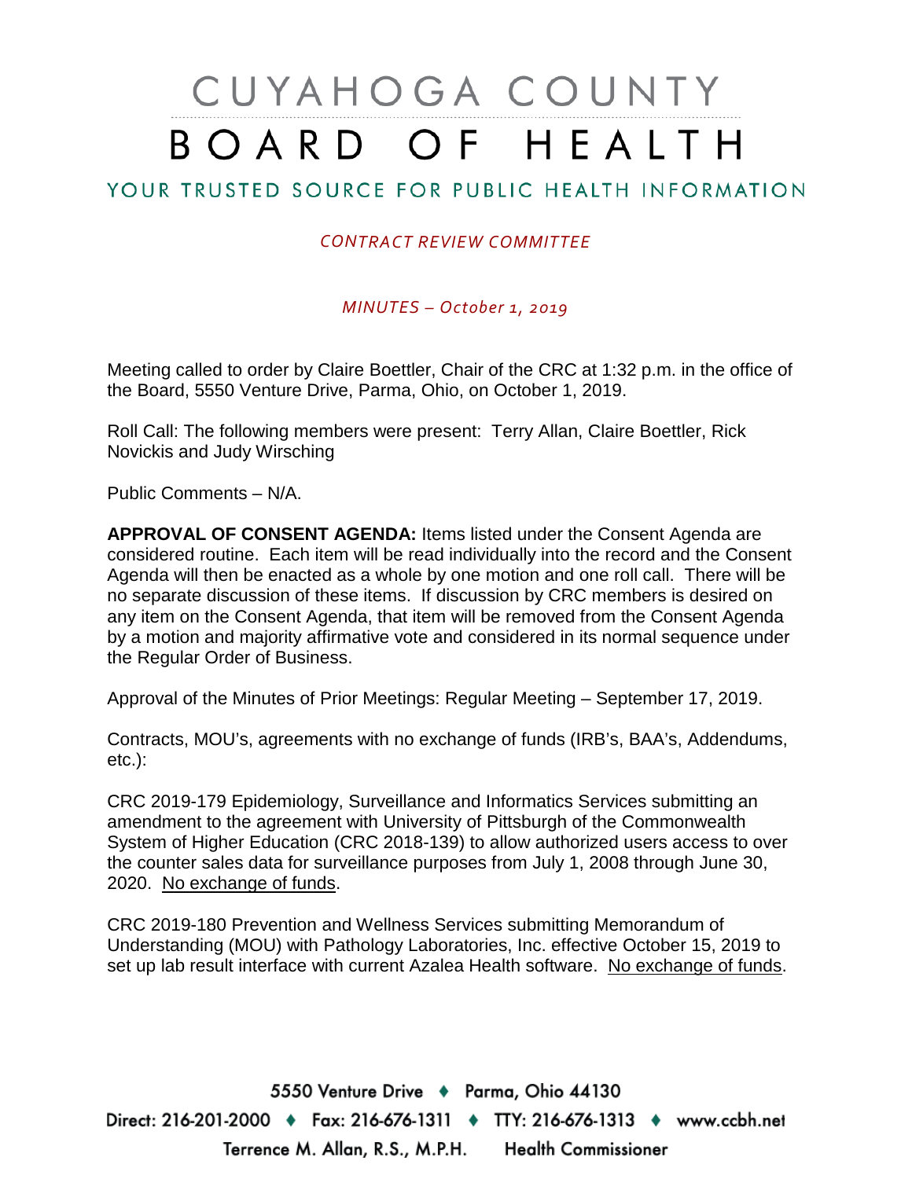# CUYAHOGA COUNTY BOARD OF HEALTH

## YOUR TRUSTED SOURCE FOR PUBLIC HEALTH INFORMATION

*CONTRACT REVIEW COMMITTEE*

*MINUTES – October 1, 2019*

Meeting called to order by Claire Boettler, Chair of the CRC at 1:32 p.m. in the office of the Board, 5550 Venture Drive, Parma, Ohio, on October 1, 2019.

Roll Call: The following members were present: Terry Allan, Claire Boettler, Rick Novickis and Judy Wirsching

Public Comments – N/A.

**APPROVAL OF CONSENT AGENDA:** Items listed under the Consent Agenda are considered routine. Each item will be read individually into the record and the Consent Agenda will then be enacted as a whole by one motion and one roll call. There will be no separate discussion of these items. If discussion by CRC members is desired on any item on the Consent Agenda, that item will be removed from the Consent Agenda by a motion and majority affirmative vote and considered in its normal sequence under the Regular Order of Business.

Approval of the Minutes of Prior Meetings: Regular Meeting – September 17, 2019.

Contracts, MOU's, agreements with no exchange of funds (IRB's, BAA's, Addendums, etc.):

CRC 2019-179 Epidemiology, Surveillance and Informatics Services submitting an amendment to the agreement with University of Pittsburgh of the Commonwealth System of Higher Education (CRC 2018-139) to allow authorized users access to over the counter sales data for surveillance purposes from July 1, 2008 through June 30, 2020. No exchange of funds.

CRC 2019-180 Prevention and Wellness Services submitting Memorandum of Understanding (MOU) with Pathology Laboratories, Inc. effective October 15, 2019 to set up lab result interface with current Azalea Health software. No exchange of funds.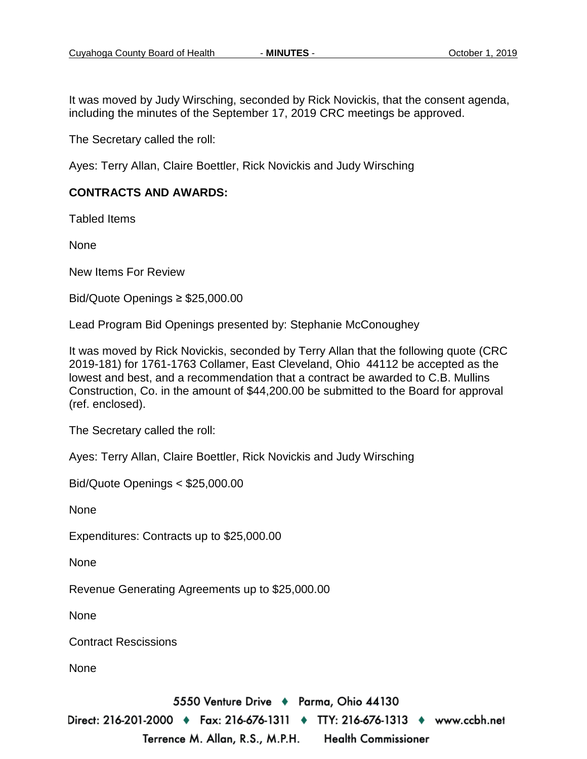It was moved by Judy Wirsching, seconded by Rick Novickis, that the consent agenda, including the minutes of the September 17, 2019 CRC meetings be approved.

The Secretary called the roll:

Ayes: Terry Allan, Claire Boettler, Rick Novickis and Judy Wirsching

**CONTRACTS AND AWARDS:**

Tabled Items

None

New Items For Review

Bid/Quote Openings ≥ $25,000.00

Lead Program Bid Openings presented by: Stephanie McConoughey

It was moved by Rick Novickis, seconded by Terry Allan that the following quote (CRC 2019-181) for 1761-1763 Collamer, East Cleveland, Ohio 44112 be accepted as the lowest and best, and a recommendation that a contract be awarded to C.B. Mullins Construction, Co. in the amount of $44,200.00 be submitted to the Board for approval (ref. enclosed).

The Secretary called the roll:

Ayes: Terry Allan, Claire Boettler, Rick Novickis and Judy Wirsching

Bid/Quote Openings < $25,000.00

None

Expenditures: Contracts up to $25,000.00

None

Revenue Generating Agreements up to $25,000.00

None

Contract Rescissions

None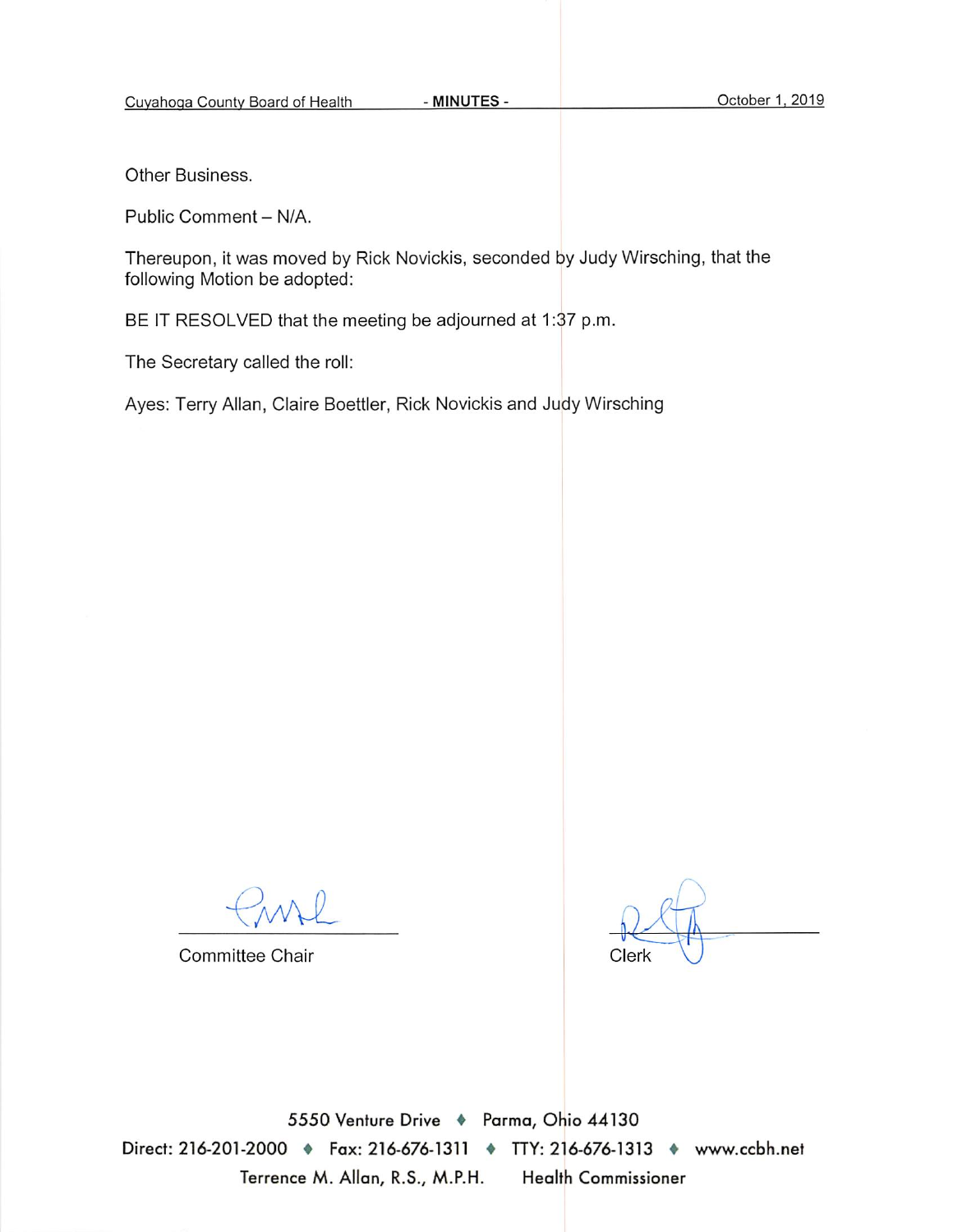Other Business.

Public Comment – N/A.

Thereupon, it was moved by Rick Novickis, seconded by Judy Wirsching, that the following Motion be adopted:

BE IT RESOLVED that the meeting be adjourned at 1:37 p.m.

The Secretary called the roll:

Ayes: Terry Allan, Claire Boettler, Rick Novickis and Judy Wirsching

Committee Chair

Clerk

5550 Venture Drive ♦ Parma, Ohio 44130

Direct: 216-201-2000 ♦ Fax: 216-676-1311 ♦ TTY: 216-676-1313 ♦ www.ccbh.net

Terrence M. Allan, R.S., M.P.H. Health Commissioner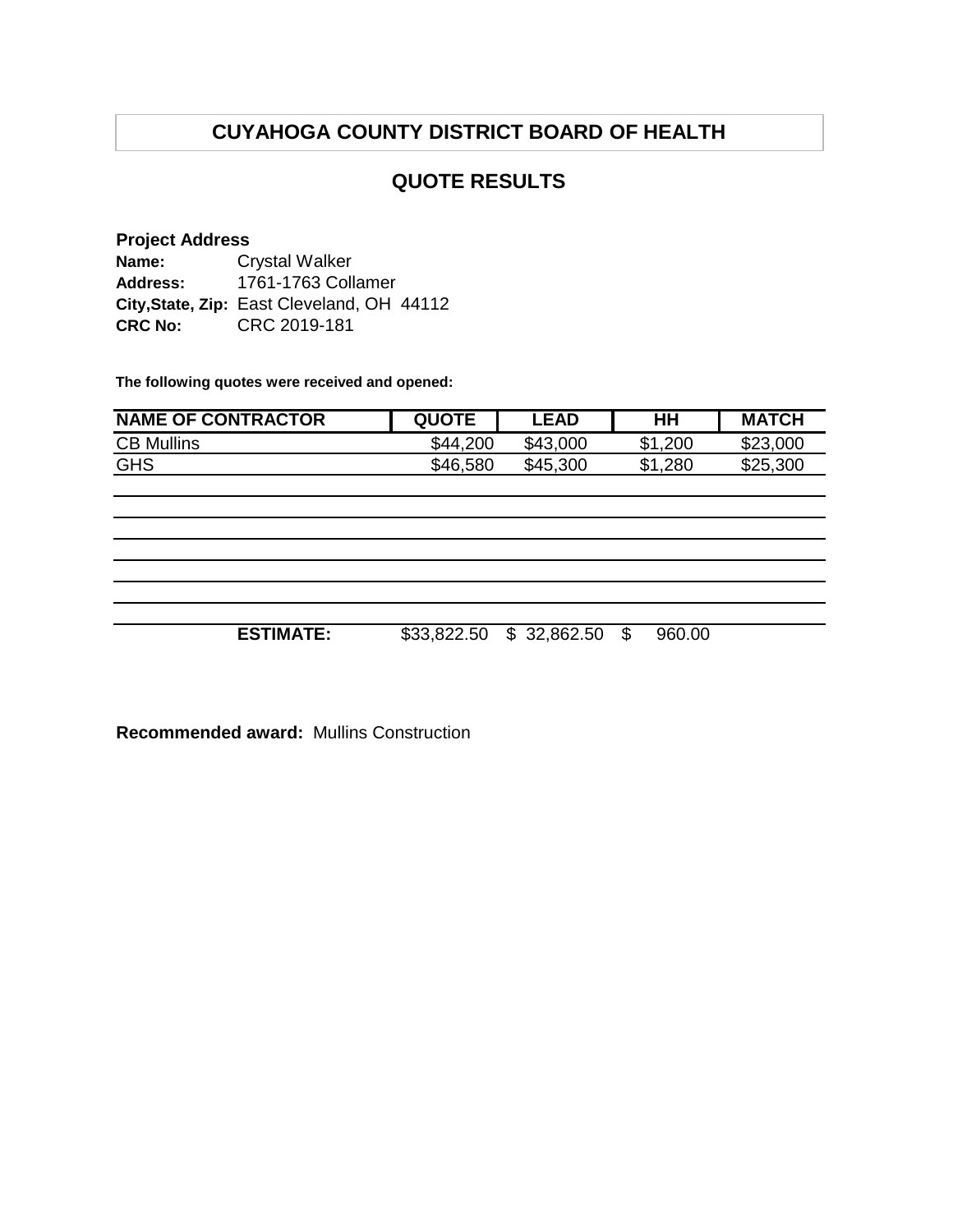# CUYAHOGA COUNTY DISTRICT BOARD OF HEALTH

## QUOTE RESULTS

**Project Address**
**Name:** Crystal Walker
**Address:** 1761-1763 Collamer
**City,State, Zip:** East Cleveland, OH 44112
**CRC No:** CRC 2019-181

**The following quotes were received and opened:**

| NAME OF CONTRACTOR | QUOTE | LEAD | HH | MATCH |
|---|---|---|---|---|
| CB Mullins | $44,200 | $43,000 | $1,200 | $23,000 |
| GHS | $46,580 | $45,300 | $1,280 | $25,300 |
| | | | | |
| | | | | |
| | | | | |
| | | | | |
| | | | | |
| | | | | |
| **ESTIMATE:** | $33,822.50 | $ 32,862.50 | $ 960.00 | |

**Recommended award:** Mullins Construction